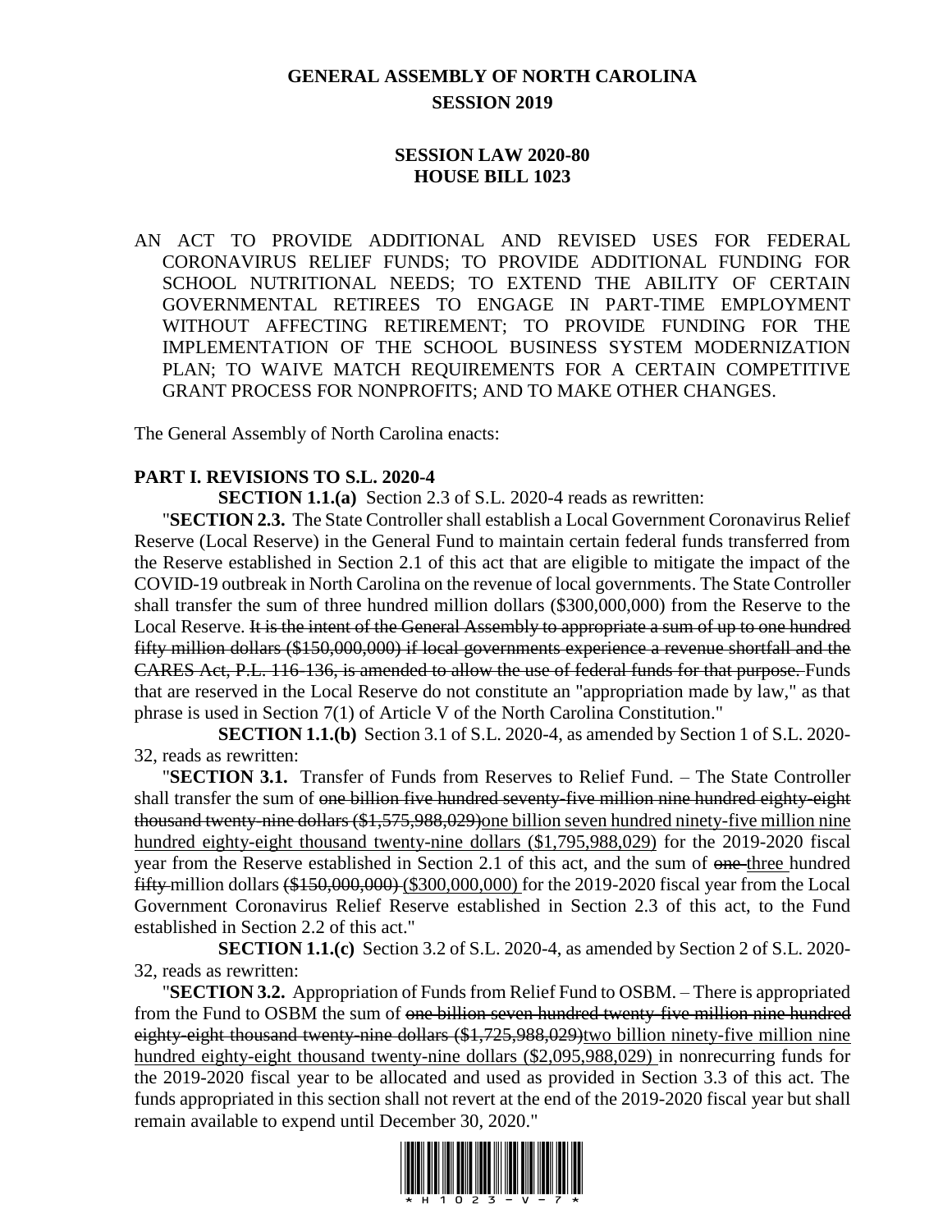# GENERAL ASSEMBLY OF NORTH CAROLINA
## SESSION 2019

## SESSION LAW 2020-80
## HOUSE BILL 1023

AN ACT TO PROVIDE ADDITIONAL AND REVISED USES FOR FEDERAL CORONAVIRUS RELIEF FUNDS; TO PROVIDE ADDITIONAL FUNDING FOR SCHOOL NUTRITIONAL NEEDS; TO EXTEND THE ABILITY OF CERTAIN GOVERNMENTAL RETIREES TO ENGAGE IN PART-TIME EMPLOYMENT WITHOUT AFFECTING RETIREMENT; TO PROVIDE FUNDING FOR THE IMPLEMENTATION OF THE SCHOOL BUSINESS SYSTEM MODERNIZATION PLAN; TO WAIVE MATCH REQUIREMENTS FOR A CERTAIN COMPETITIVE GRANT PROCESS FOR NONPROFITS; AND TO MAKE OTHER CHANGES.

The General Assembly of North Carolina enacts:

**PART I. REVISIONS TO S.L. 2020-4**

**SECTION 1.1.(a)** Section 2.3 of S.L. 2020-4 reads as rewritten:

"**SECTION 2.3.** The State Controller shall establish a Local Government Coronavirus Relief Reserve (Local Reserve) in the General Fund to maintain certain federal funds transferred from the Reserve established in Section 2.1 of this act that are eligible to mitigate the impact of the COVID-19 outbreak in North Carolina on the revenue of local governments. The State Controller shall transfer the sum of three hundred million dollars ($300,000,000) from the Reserve to the Local Reserve. ~~It is the intent of the General Assembly to appropriate a sum of up to one hundred fifty million dollars ($150,000,000) if local governments experience a revenue shortfall and the CARES Act, P.L. 116-136, is amended to allow the use of federal funds for that purpose.~~ Funds that are reserved in the Local Reserve do not constitute an "appropriation made by law," as that phrase is used in Section 7(1) of Article V of the North Carolina Constitution."

**SECTION 1.1.(b)** Section 3.1 of S.L. 2020-4, as amended by Section 1 of S.L. 2020-32, reads as rewritten:

"**SECTION 3.1.** Transfer of Funds from Reserves to Relief Fund. – The State Controller shall transfer the sum of ~~one billion five hundred seventy-five million nine hundred eighty-eight thousand twenty-nine dollars ($1,575,988,029)~~<u>one billion seven hundred ninety-five million nine hundred eighty-eight thousand twenty-nine dollars ($1,795,988,029)</u> for the 2019-2020 fiscal year from the Reserve established in Section 2.1 of this act, and the sum of ~~one~~ <u>three</u> hundred ~~fifty~~ million dollars ~~($150,000,000)~~ <u>($300,000,000)</u> for the 2019-2020 fiscal year from the Local Government Coronavirus Relief Reserve established in Section 2.3 of this act, to the Fund established in Section 2.2 of this act."

**SECTION 1.1.(c)** Section 3.2 of S.L. 2020-4, as amended by Section 2 of S.L. 2020-32, reads as rewritten:

"**SECTION 3.2.** Appropriation of Funds from Relief Fund to OSBM. – There is appropriated from the Fund to OSBM the sum of ~~one billion seven hundred twenty-five million nine hundred eighty-eight thousand twenty-nine dollars ($1,725,988,029)~~<u>two billion ninety-five million nine hundred eighty-eight thousand twenty-nine dollars ($2,095,988,029)</u> in nonrecurring funds for the 2019-2020 fiscal year to be allocated and used as provided in Section 3.3 of this act. The funds appropriated in this section shall not revert at the end of the 2019-2020 fiscal year but shall remain available to expend until December 30, 2020."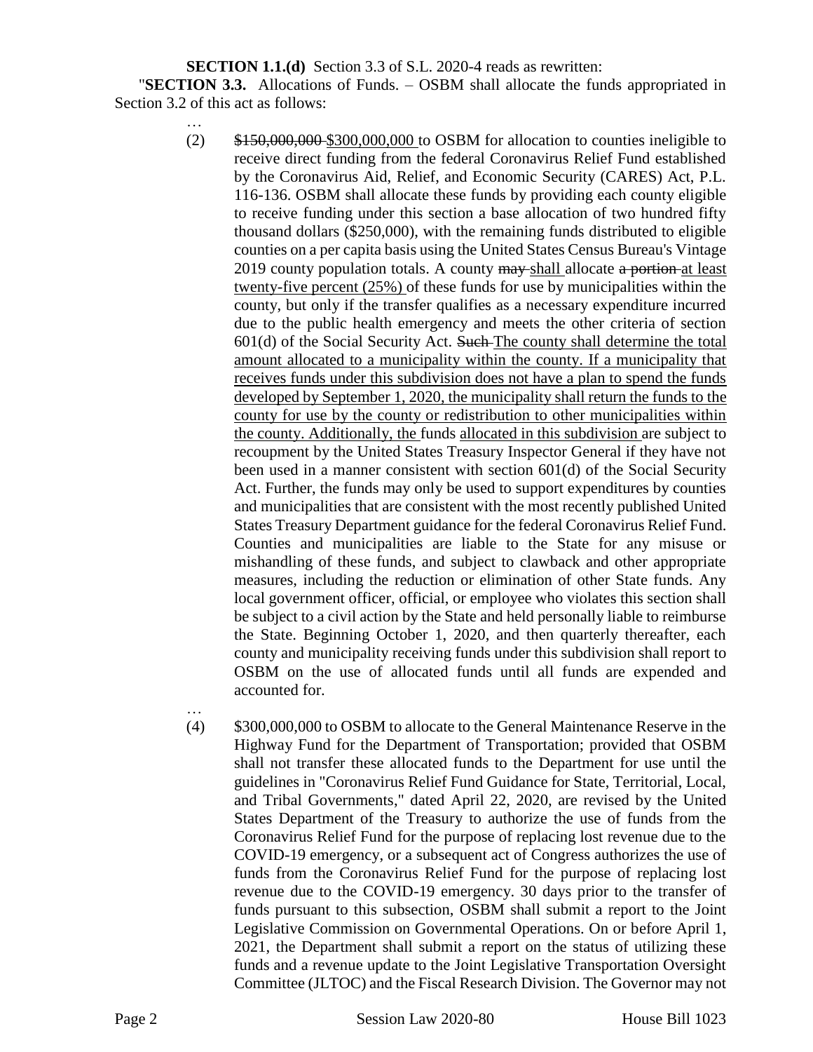**SECTION 1.1.(d)** Section 3.3 of S.L. 2020-4 reads as rewritten:

"**SECTION 3.3.** Allocations of Funds. – OSBM shall allocate the funds appropriated in Section 3.2 of this act as follows:

…

(2) ~~$150,000,000~~ $300,000,000 to OSBM for allocation to counties ineligible to receive direct funding from the federal Coronavirus Relief Fund established by the Coronavirus Aid, Relief, and Economic Security (CARES) Act, P.L. 116-136. OSBM shall allocate these funds by providing each county eligible to receive funding under this section a base allocation of two hundred fifty thousand dollars ($250,000), with the remaining funds distributed to eligible counties on a per capita basis using the United States Census Bureau's Vintage 2019 county population totals. A county ~~may~~ shall allocate ~~a portion~~ at least twenty-five percent (25%) of these funds for use by municipalities within the county, but only if the transfer qualifies as a necessary expenditure incurred due to the public health emergency and meets the other criteria of section 601(d) of the Social Security Act. ~~Such~~ The county shall determine the total amount allocated to a municipality within the county. If a municipality that receives funds under this subdivision does not have a plan to spend the funds developed by September 1, 2020, the municipality shall return the funds to the county for use by the county or redistribution to other municipalities within the county. Additionally, the funds allocated in this subdivision are subject to recoupment by the United States Treasury Inspector General if they have not been used in a manner consistent with section 601(d) of the Social Security Act. Further, the funds may only be used to support expenditures by counties and municipalities that are consistent with the most recently published United States Treasury Department guidance for the federal Coronavirus Relief Fund. Counties and municipalities are liable to the State for any misuse or mishandling of these funds, and subject to clawback and other appropriate measures, including the reduction or elimination of other State funds. Any local government officer, official, or employee who violates this section shall be subject to a civil action by the State and held personally liable to reimburse the State. Beginning October 1, 2020, and then quarterly thereafter, each county and municipality receiving funds under this subdivision shall report to OSBM on the use of allocated funds until all funds are expended and accounted for.

…

(4) $300,000,000 to OSBM to allocate to the General Maintenance Reserve in the Highway Fund for the Department of Transportation; provided that OSBM shall not transfer these allocated funds to the Department for use until the guidelines in "Coronavirus Relief Fund Guidance for State, Territorial, Local, and Tribal Governments," dated April 22, 2020, are revised by the United States Department of the Treasury to authorize the use of funds from the Coronavirus Relief Fund for the purpose of replacing lost revenue due to the COVID-19 emergency, or a subsequent act of Congress authorizes the use of funds from the Coronavirus Relief Fund for the purpose of replacing lost revenue due to the COVID-19 emergency. 30 days prior to the transfer of funds pursuant to this subsection, OSBM shall submit a report to the Joint Legislative Commission on Governmental Operations. On or before April 1, 2021, the Department shall submit a report on the status of utilizing these funds and a revenue update to the Joint Legislative Transportation Oversight Committee (JLTOC) and the Fiscal Research Division. The Governor may not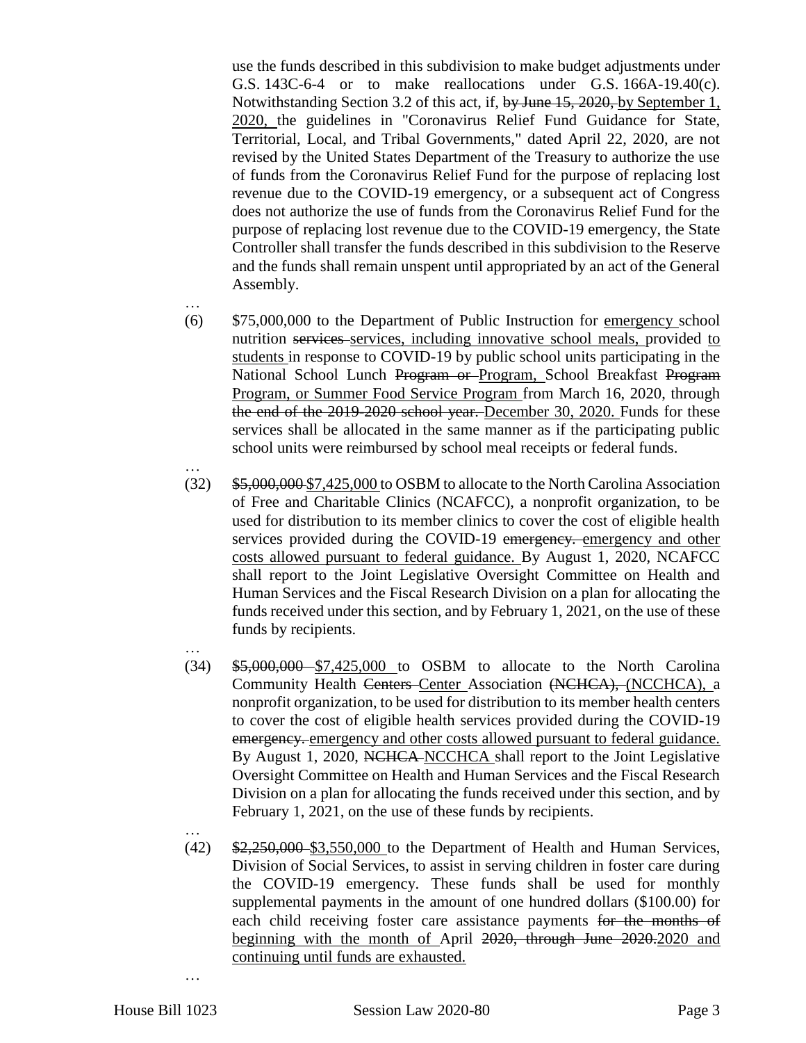use the funds described in this subdivision to make budget adjustments under G.S. 143C-6-4 or to make reallocations under G.S. 166A-19.40(c). Notwithstanding Section 3.2 of this act, if, ~~by June 15, 2020,~~ <u>by September 1, 2020,</u> the guidelines in "Coronavirus Relief Fund Guidance for State, Territorial, Local, and Tribal Governments," dated April 22, 2020, are not revised by the United States Department of the Treasury to authorize the use of funds from the Coronavirus Relief Fund for the purpose of replacing lost revenue due to the COVID-19 emergency, or a subsequent act of Congress does not authorize the use of funds from the Coronavirus Relief Fund for the purpose of replacing lost revenue due to the COVID-19 emergency, the State Controller shall transfer the funds described in this subdivision to the Reserve and the funds shall remain unspent until appropriated by an act of the General Assembly.

…

(6) $75,000,000 to the Department of Public Instruction for <u>emergency</u> school nutrition ~~services~~ <u>services, including innovative school meals,</u> provided <u>to students</u> in response to COVID-19 by public school units participating in the National School Lunch ~~Program or~~ <u>Program,</u> School Breakfast ~~Program~~ <u>Program, or Summer Food Service Program</u> from March 16, 2020, through ~~the end of the 2019-2020 school year.~~ <u>December 30, 2020.</u> Funds for these services shall be allocated in the same manner as if the participating public school units were reimbursed by school meal receipts or federal funds.

…

(32) ~~$5,000,000~~ <u>$7,425,000</u> to OSBM to allocate to the North Carolina Association of Free and Charitable Clinics (NCAFCC), a nonprofit organization, to be used for distribution to its member clinics to cover the cost of eligible health services provided during the COVID-19 ~~emergency.~~ <u>emergency and other costs allowed pursuant to federal guidance.</u> By August 1, 2020, NCAFCC shall report to the Joint Legislative Oversight Committee on Health and Human Services and the Fiscal Research Division on a plan for allocating the funds received under this section, and by February 1, 2021, on the use of these funds by recipients.

…

(34) ~~$5,000,000~~ <u>$7,425,000</u> to OSBM to allocate to the North Carolina Community Health ~~Centers~~ <u>Center</u> Association ~~(NCHCA),~~ <u>(NCCHCA),</u> a nonprofit organization, to be used for distribution to its member health centers to cover the cost of eligible health services provided during the COVID-19 ~~emergency.~~ <u>emergency and other costs allowed pursuant to federal guidance.</u> By August 1, 2020, ~~NCHCA~~ <u>NCCHCA</u> shall report to the Joint Legislative Oversight Committee on Health and Human Services and the Fiscal Research Division on a plan for allocating the funds received under this section, and by February 1, 2021, on the use of these funds by recipients.

…

(42) ~~$2,250,000~~ <u>$3,550,000</u> to the Department of Health and Human Services, Division of Social Services, to assist in serving children in foster care during the COVID-19 emergency. These funds shall be used for monthly supplemental payments in the amount of one hundred dollars ($100.00) for each child receiving foster care assistance payments ~~for the months of~~ <u>beginning with the month of</u> April ~~2020, through June 2020.~~<u>2020 and continuing until funds are exhausted.</u>

…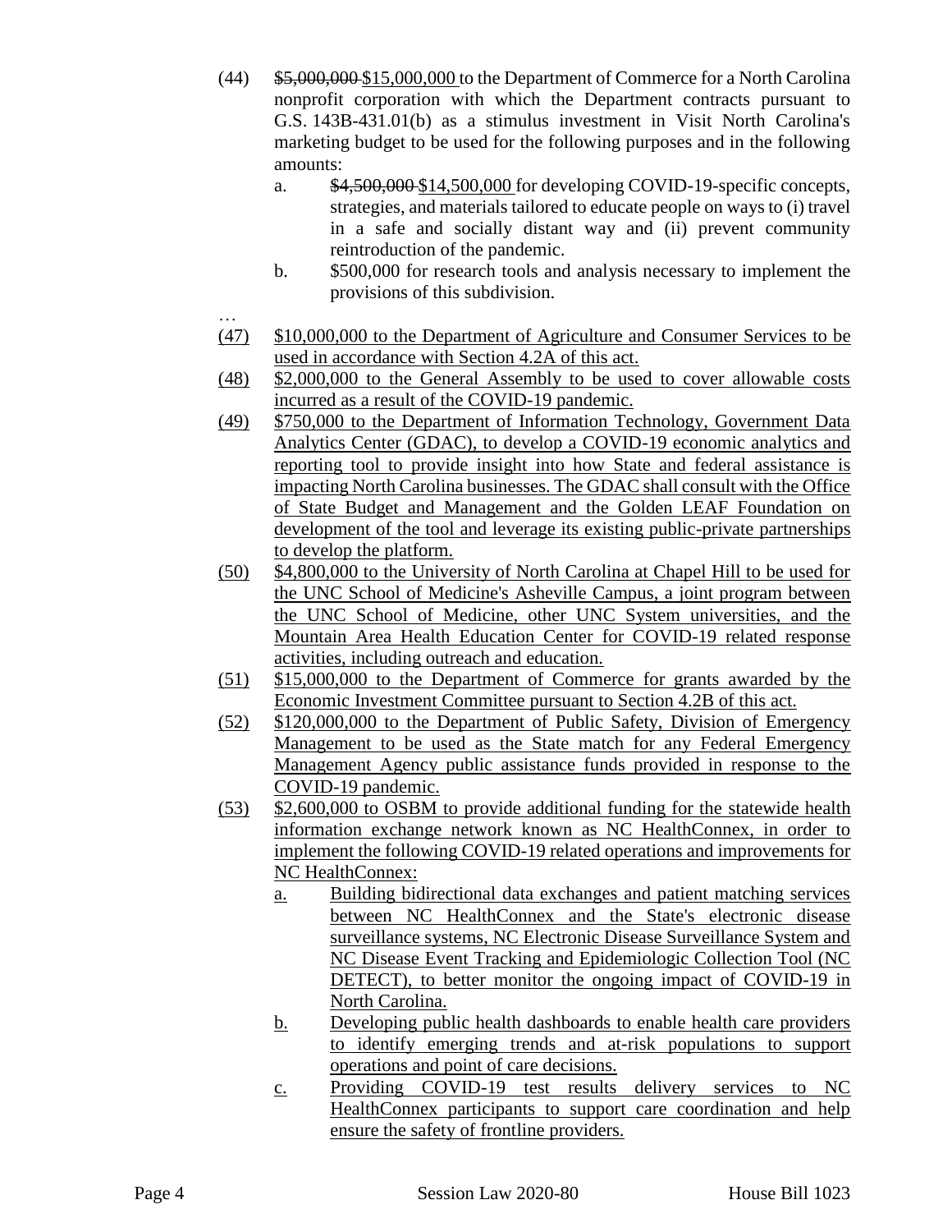(44) ~~$5,000,000~~ $15,000,000 to the Department of Commerce for a North Carolina nonprofit corporation with which the Department contracts pursuant to G.S. 143B-431.01(b) as a stimulus investment in Visit North Carolina's marketing budget to be used for the following purposes and in the following amounts:

   a. ~~$4,500,000~~ $14,500,000 for developing COVID-19-specific concepts, strategies, and materials tailored to educate people on ways to (i) travel in a safe and socially distant way and (ii) prevent community reintroduction of the pandemic.

   b. $500,000 for research tools and analysis necessary to implement the provisions of this subdivision.

…

(47) $10,000,000 to the Department of Agriculture and Consumer Services to be used in accordance with Section 4.2A of this act.

(48) $2,000,000 to the General Assembly to be used to cover allowable costs incurred as a result of the COVID-19 pandemic.

(49) $750,000 to the Department of Information Technology, Government Data Analytics Center (GDAC), to develop a COVID-19 economic analytics and reporting tool to provide insight into how State and federal assistance is impacting North Carolina businesses. The GDAC shall consult with the Office of State Budget and Management and the Golden LEAF Foundation on development of the tool and leverage its existing public-private partnerships to develop the platform.

(50) $4,800,000 to the University of North Carolina at Chapel Hill to be used for the UNC School of Medicine's Asheville Campus, a joint program between the UNC School of Medicine, other UNC System universities, and the Mountain Area Health Education Center for COVID-19 related response activities, including outreach and education.

(51) $15,000,000 to the Department of Commerce for grants awarded by the Economic Investment Committee pursuant to Section 4.2B of this act.

(52) $120,000,000 to the Department of Public Safety, Division of Emergency Management to be used as the State match for any Federal Emergency Management Agency public assistance funds provided in response to the COVID-19 pandemic.

(53) $2,600,000 to OSBM to provide additional funding for the statewide health information exchange network known as NC HealthConnex, in order to implement the following COVID-19 related operations and improvements for NC HealthConnex:

   a. Building bidirectional data exchanges and patient matching services between NC HealthConnex and the State's electronic disease surveillance systems, NC Electronic Disease Surveillance System and NC Disease Event Tracking and Epidemiologic Collection Tool (NC DETECT), to better monitor the ongoing impact of COVID-19 in North Carolina.

   b. Developing public health dashboards to enable health care providers to identify emerging trends and at-risk populations to support operations and point of care decisions.

   c. Providing COVID-19 test results delivery services to NC HealthConnex participants to support care coordination and help ensure the safety of frontline providers.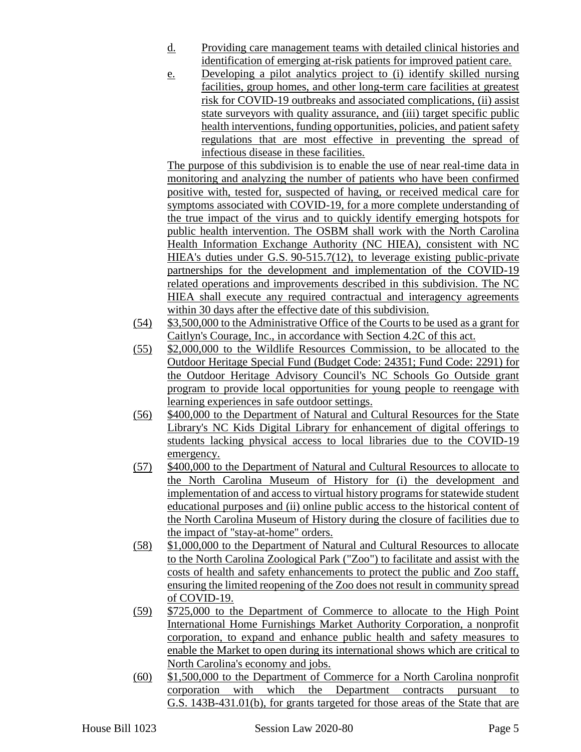d. Providing care management teams with detailed clinical histories and identification of emerging at-risk patients for improved patient care.

e. Developing a pilot analytics project to (i) identify skilled nursing facilities, group homes, and other long-term care facilities at greatest risk for COVID-19 outbreaks and associated complications, (ii) assist state surveyors with quality assurance, and (iii) target specific public health interventions, funding opportunities, policies, and patient safety regulations that are most effective in preventing the spread of infectious disease in these facilities.

The purpose of this subdivision is to enable the use of near real-time data in monitoring and analyzing the number of patients who have been confirmed positive with, tested for, suspected of having, or received medical care for symptoms associated with COVID-19, for a more complete understanding of the true impact of the virus and to quickly identify emerging hotspots for public health intervention. The OSBM shall work with the North Carolina Health Information Exchange Authority (NC HIEA), consistent with NC HIEA's duties under G.S. 90-515.7(12), to leverage existing public-private partnerships for the development and implementation of the COVID-19 related operations and improvements described in this subdivision. The NC HIEA shall execute any required contractual and interagency agreements within 30 days after the effective date of this subdivision.

(54) $3,500,000 to the Administrative Office of the Courts to be used as a grant for Caitlyn's Courage, Inc., in accordance with Section 4.2C of this act.

(55) $2,000,000 to the Wildlife Resources Commission, to be allocated to the Outdoor Heritage Special Fund (Budget Code: 24351; Fund Code: 2291) for the Outdoor Heritage Advisory Council's NC Schools Go Outside grant program to provide local opportunities for young people to reengage with learning experiences in safe outdoor settings.

(56) $400,000 to the Department of Natural and Cultural Resources for the State Library's NC Kids Digital Library for enhancement of digital offerings to students lacking physical access to local libraries due to the COVID-19 emergency.

(57) $400,000 to the Department of Natural and Cultural Resources to allocate to the North Carolina Museum of History for (i) the development and implementation of and access to virtual history programs for statewide student educational purposes and (ii) online public access to the historical content of the North Carolina Museum of History during the closure of facilities due to the impact of "stay-at-home" orders.

(58) $1,000,000 to the Department of Natural and Cultural Resources to allocate to the North Carolina Zoological Park ("Zoo") to facilitate and assist with the costs of health and safety enhancements to protect the public and Zoo staff, ensuring the limited reopening of the Zoo does not result in community spread of COVID-19.

(59) $725,000 to the Department of Commerce to allocate to the High Point International Home Furnishings Market Authority Corporation, a nonprofit corporation, to expand and enhance public health and safety measures to enable the Market to open during its international shows which are critical to North Carolina's economy and jobs.

(60) $1,500,000 to the Department of Commerce for a North Carolina nonprofit corporation with which the Department contracts pursuant to G.S. 143B-431.01(b), for grants targeted for those areas of the State that are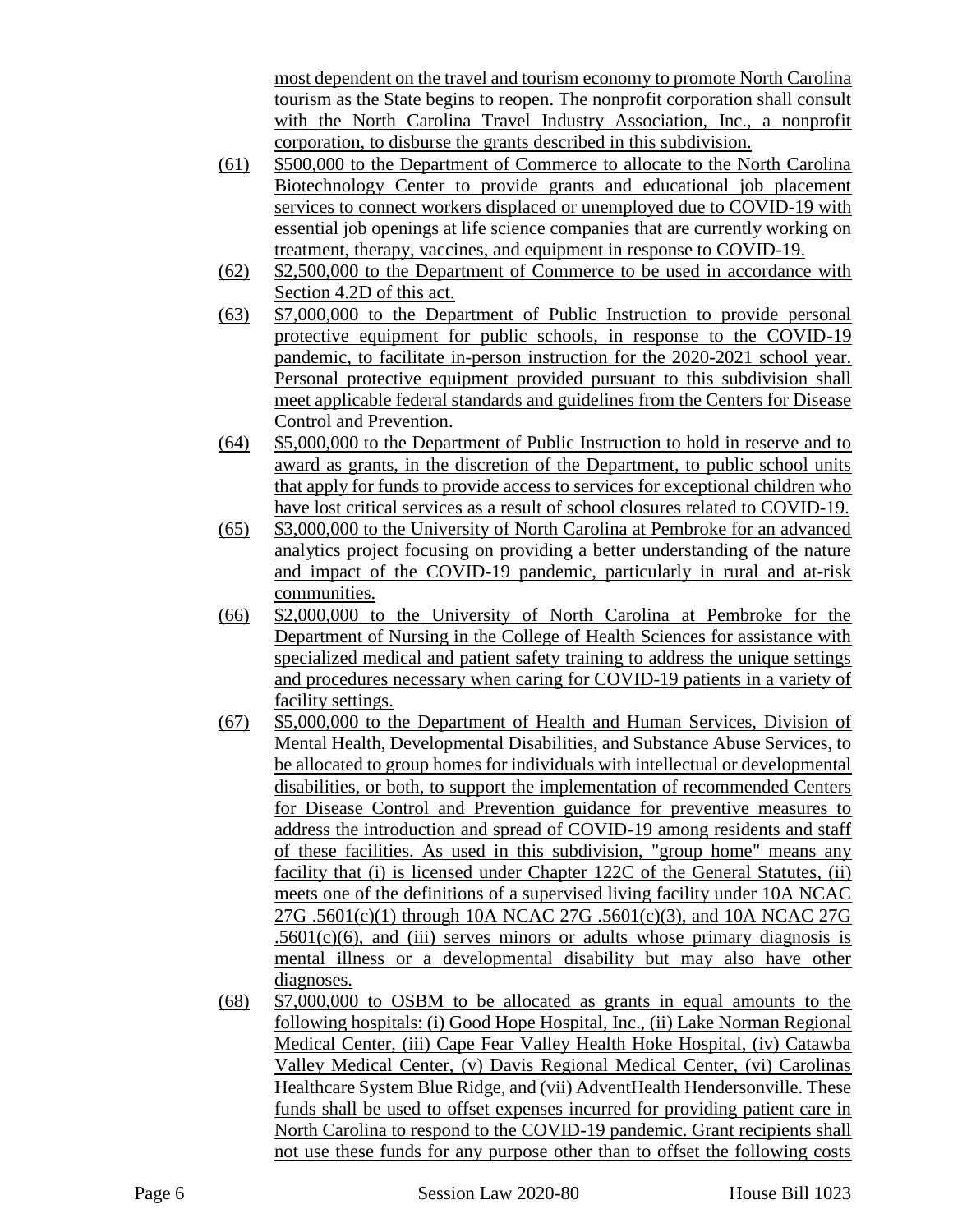most dependent on the travel and tourism economy to promote North Carolina tourism as the State begins to reopen. The nonprofit corporation shall consult with the North Carolina Travel Industry Association, Inc., a nonprofit corporation, to disburse the grants described in this subdivision.

(61) $500,000 to the Department of Commerce to allocate to the North Carolina Biotechnology Center to provide grants and educational job placement services to connect workers displaced or unemployed due to COVID-19 with essential job openings at life science companies that are currently working on treatment, therapy, vaccines, and equipment in response to COVID-19.

(62) $2,500,000 to the Department of Commerce to be used in accordance with Section 4.2D of this act.

(63) $7,000,000 to the Department of Public Instruction to provide personal protective equipment for public schools, in response to the COVID-19 pandemic, to facilitate in-person instruction for the 2020-2021 school year. Personal protective equipment provided pursuant to this subdivision shall meet applicable federal standards and guidelines from the Centers for Disease Control and Prevention.

(64) $5,000,000 to the Department of Public Instruction to hold in reserve and to award as grants, in the discretion of the Department, to public school units that apply for funds to provide access to services for exceptional children who have lost critical services as a result of school closures related to COVID-19.

(65) $3,000,000 to the University of North Carolina at Pembroke for an advanced analytics project focusing on providing a better understanding of the nature and impact of the COVID-19 pandemic, particularly in rural and at-risk communities.

(66) $2,000,000 to the University of North Carolina at Pembroke for the Department of Nursing in the College of Health Sciences for assistance with specialized medical and patient safety training to address the unique settings and procedures necessary when caring for COVID-19 patients in a variety of facility settings.

(67) $5,000,000 to the Department of Health and Human Services, Division of Mental Health, Developmental Disabilities, and Substance Abuse Services, to be allocated to group homes for individuals with intellectual or developmental disabilities, or both, to support the implementation of recommended Centers for Disease Control and Prevention guidance for preventive measures to address the introduction and spread of COVID-19 among residents and staff of these facilities. As used in this subdivision, "group home" means any facility that (i) is licensed under Chapter 122C of the General Statutes, (ii) meets one of the definitions of a supervised living facility under 10A NCAC 27G .5601(c)(1) through 10A NCAC 27G .5601(c)(3), and 10A NCAC 27G .5601(c)(6), and (iii) serves minors or adults whose primary diagnosis is mental illness or a developmental disability but may also have other diagnoses.

(68) $7,000,000 to OSBM to be allocated as grants in equal amounts to the following hospitals: (i) Good Hope Hospital, Inc., (ii) Lake Norman Regional Medical Center, (iii) Cape Fear Valley Health Hoke Hospital, (iv) Catawba Valley Medical Center, (v) Davis Regional Medical Center, (vi) Carolinas Healthcare System Blue Ridge, and (vii) AdventHealth Hendersonville. These funds shall be used to offset expenses incurred for providing patient care in North Carolina to respond to the COVID-19 pandemic. Grant recipients shall not use these funds for any purpose other than to offset the following costs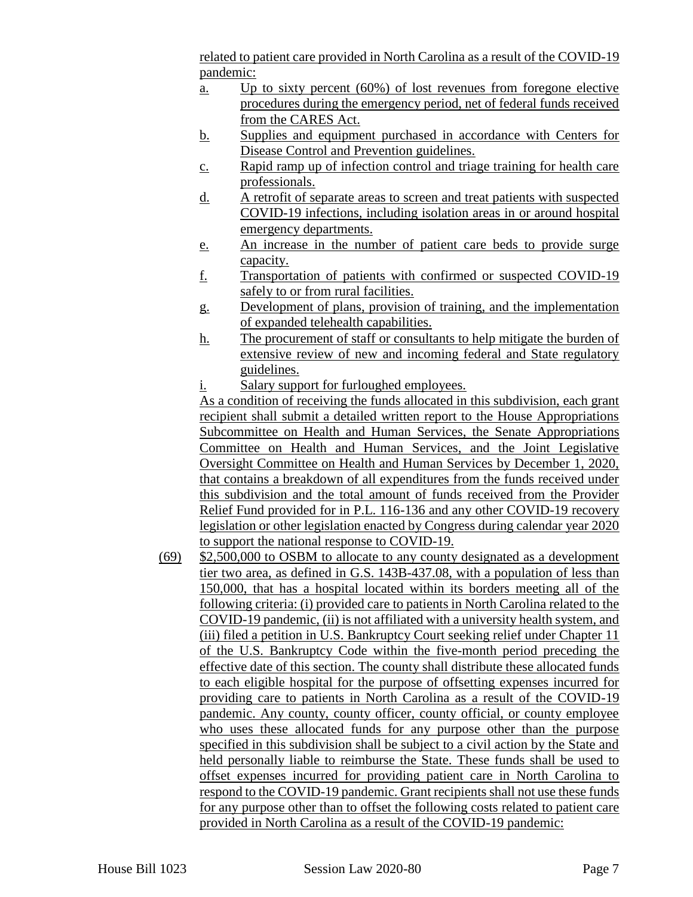related to patient care provided in North Carolina as a result of the COVID-19 pandemic:

a. Up to sixty percent (60%) of lost revenues from foregone elective procedures during the emergency period, net of federal funds received from the CARES Act.
b. Supplies and equipment purchased in accordance with Centers for Disease Control and Prevention guidelines.
c. Rapid ramp up of infection control and triage training for health care professionals.
d. A retrofit of separate areas to screen and treat patients with suspected COVID-19 infections, including isolation areas in or around hospital emergency departments.
e. An increase in the number of patient care beds to provide surge capacity.
f. Transportation of patients with confirmed or suspected COVID-19 safely to or from rural facilities.
g. Development of plans, provision of training, and the implementation of expanded telehealth capabilities.
h. The procurement of staff or consultants to help mitigate the burden of extensive review of new and incoming federal and State regulatory guidelines.
i. Salary support for furloughed employees.

As a condition of receiving the funds allocated in this subdivision, each grant recipient shall submit a detailed written report to the House Appropriations Subcommittee on Health and Human Services, the Senate Appropriations Committee on Health and Human Services, and the Joint Legislative Oversight Committee on Health and Human Services by December 1, 2020, that contains a breakdown of all expenditures from the funds received under this subdivision and the total amount of funds received from the Provider Relief Fund provided for in P.L. 116-136 and any other COVID-19 recovery legislation or other legislation enacted by Congress during calendar year 2020 to support the national response to COVID-19.

(69) $2,500,000 to OSBM to allocate to any county designated as a development tier two area, as defined in G.S. 143B-437.08, with a population of less than 150,000, that has a hospital located within its borders meeting all of the following criteria: (i) provided care to patients in North Carolina related to the COVID-19 pandemic, (ii) is not affiliated with a university health system, and (iii) filed a petition in U.S. Bankruptcy Court seeking relief under Chapter 11 of the U.S. Bankruptcy Code within the five-month period preceding the effective date of this section. The county shall distribute these allocated funds to each eligible hospital for the purpose of offsetting expenses incurred for providing care to patients in North Carolina as a result of the COVID-19 pandemic. Any county, county officer, county official, or county employee who uses these allocated funds for any purpose other than the purpose specified in this subdivision shall be subject to a civil action by the State and held personally liable to reimburse the State. These funds shall be used to offset expenses incurred for providing patient care in North Carolina to respond to the COVID-19 pandemic. Grant recipients shall not use these funds for any purpose other than to offset the following costs related to patient care provided in North Carolina as a result of the COVID-19 pandemic: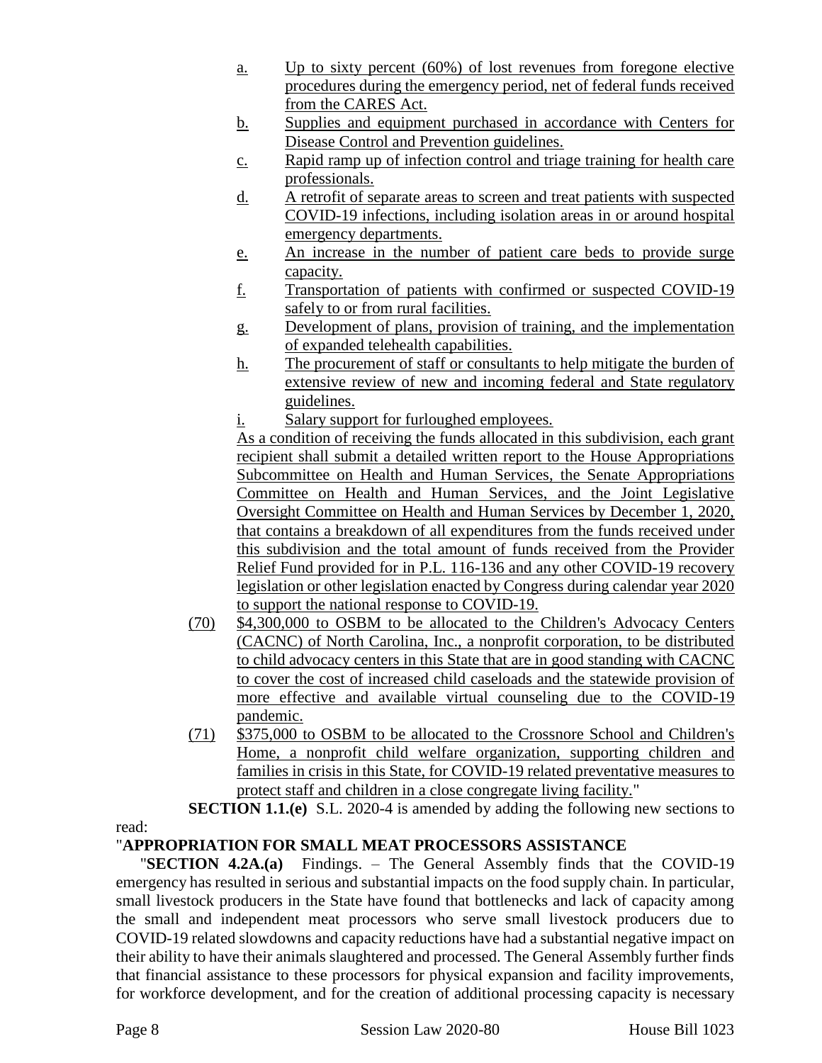a. Up to sixty percent (60%) of lost revenues from foregone elective procedures during the emergency period, net of federal funds received from the CARES Act.

b. Supplies and equipment purchased in accordance with Centers for Disease Control and Prevention guidelines.

c. Rapid ramp up of infection control and triage training for health care professionals.

d. A retrofit of separate areas to screen and treat patients with suspected COVID-19 infections, including isolation areas in or around hospital emergency departments.

e. An increase in the number of patient care beds to provide surge capacity.

f. Transportation of patients with confirmed or suspected COVID-19 safely to or from rural facilities.

g. Development of plans, provision of training, and the implementation of expanded telehealth capabilities.

h. The procurement of staff or consultants to help mitigate the burden of extensive review of new and incoming federal and State regulatory guidelines.

i. Salary support for furloughed employees.

As a condition of receiving the funds allocated in this subdivision, each grant recipient shall submit a detailed written report to the House Appropriations Subcommittee on Health and Human Services, the Senate Appropriations Committee on Health and Human Services, and the Joint Legislative Oversight Committee on Health and Human Services by December 1, 2020, that contains a breakdown of all expenditures from the funds received under this subdivision and the total amount of funds received from the Provider Relief Fund provided for in P.L. 116-136 and any other COVID-19 recovery legislation or other legislation enacted by Congress during calendar year 2020 to support the national response to COVID-19.

(70) $4,300,000 to OSBM to be allocated to the Children's Advocacy Centers (CACNC) of North Carolina, Inc., a nonprofit corporation, to be distributed to child advocacy centers in this State that are in good standing with CACNC to cover the cost of increased child caseloads and the statewide provision of more effective and available virtual counseling due to the COVID-19 pandemic.

(71) $375,000 to OSBM to be allocated to the Crossnore School and Children's Home, a nonprofit child welfare organization, supporting children and families in crisis in this State, for COVID-19 related preventative measures to protect staff and children in a close congregate living facility."

**SECTION 1.1.(e)** S.L. 2020-4 is amended by adding the following new sections to read:

"**APPROPRIATION FOR SMALL MEAT PROCESSORS ASSISTANCE**

"**SECTION 4.2A.(a)** Findings. – The General Assembly finds that the COVID-19 emergency has resulted in serious and substantial impacts on the food supply chain. In particular, small livestock producers in the State have found that bottlenecks and lack of capacity among the small and independent meat processors who serve small livestock producers due to COVID-19 related slowdowns and capacity reductions have had a substantial negative impact on their ability to have their animals slaughtered and processed. The General Assembly further finds that financial assistance to these processors for physical expansion and facility improvements, for workforce development, and for the creation of additional processing capacity is necessary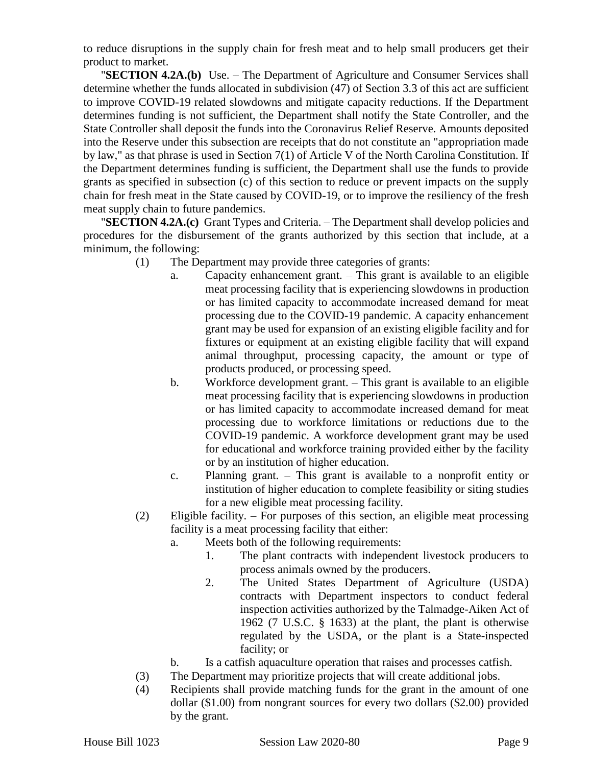to reduce disruptions in the supply chain for fresh meat and to help small producers get their product to market.

"**SECTION 4.2A.(b)** Use. – The Department of Agriculture and Consumer Services shall determine whether the funds allocated in subdivision (47) of Section 3.3 of this act are sufficient to improve COVID-19 related slowdowns and mitigate capacity reductions. If the Department determines funding is not sufficient, the Department shall notify the State Controller, and the State Controller shall deposit the funds into the Coronavirus Relief Reserve. Amounts deposited into the Reserve under this subsection are receipts that do not constitute an "appropriation made by law," as that phrase is used in Section 7(1) of Article V of the North Carolina Constitution. If the Department determines funding is sufficient, the Department shall use the funds to provide grants as specified in subsection (c) of this section to reduce or prevent impacts on the supply chain for fresh meat in the State caused by COVID-19, or to improve the resiliency of the fresh meat supply chain to future pandemics.

"**SECTION 4.2A.(c)** Grant Types and Criteria. – The Department shall develop policies and procedures for the disbursement of the grants authorized by this section that include, at a minimum, the following:

(1) The Department may provide three categories of grants:

   a. Capacity enhancement grant. – This grant is available to an eligible meat processing facility that is experiencing slowdowns in production or has limited capacity to accommodate increased demand for meat processing due to the COVID-19 pandemic. A capacity enhancement grant may be used for expansion of an existing eligible facility and for fixtures or equipment at an existing eligible facility that will expand animal throughput, processing capacity, the amount or type of products produced, or processing speed.

   b. Workforce development grant. – This grant is available to an eligible meat processing facility that is experiencing slowdowns in production or has limited capacity to accommodate increased demand for meat processing due to workforce limitations or reductions due to the COVID-19 pandemic. A workforce development grant may be used for educational and workforce training provided either by the facility or by an institution of higher education.

   c. Planning grant. – This grant is available to a nonprofit entity or institution of higher education to complete feasibility or siting studies for a new eligible meat processing facility.

(2) Eligible facility. – For purposes of this section, an eligible meat processing facility is a meat processing facility that either:

   a. Meets both of the following requirements:

      1. The plant contracts with independent livestock producers to process animals owned by the producers.

      2. The United States Department of Agriculture (USDA) contracts with Department inspectors to conduct federal inspection activities authorized by the Talmadge-Aiken Act of 1962 (7 U.S.C. § 1633) at the plant, the plant is otherwise regulated by the USDA, or the plant is a State-inspected facility; or

   b. Is a catfish aquaculture operation that raises and processes catfish.

(3) The Department may prioritize projects that will create additional jobs.

(4) Recipients shall provide matching funds for the grant in the amount of one dollar ($1.00) from nongrant sources for every two dollars ($2.00) provided by the grant.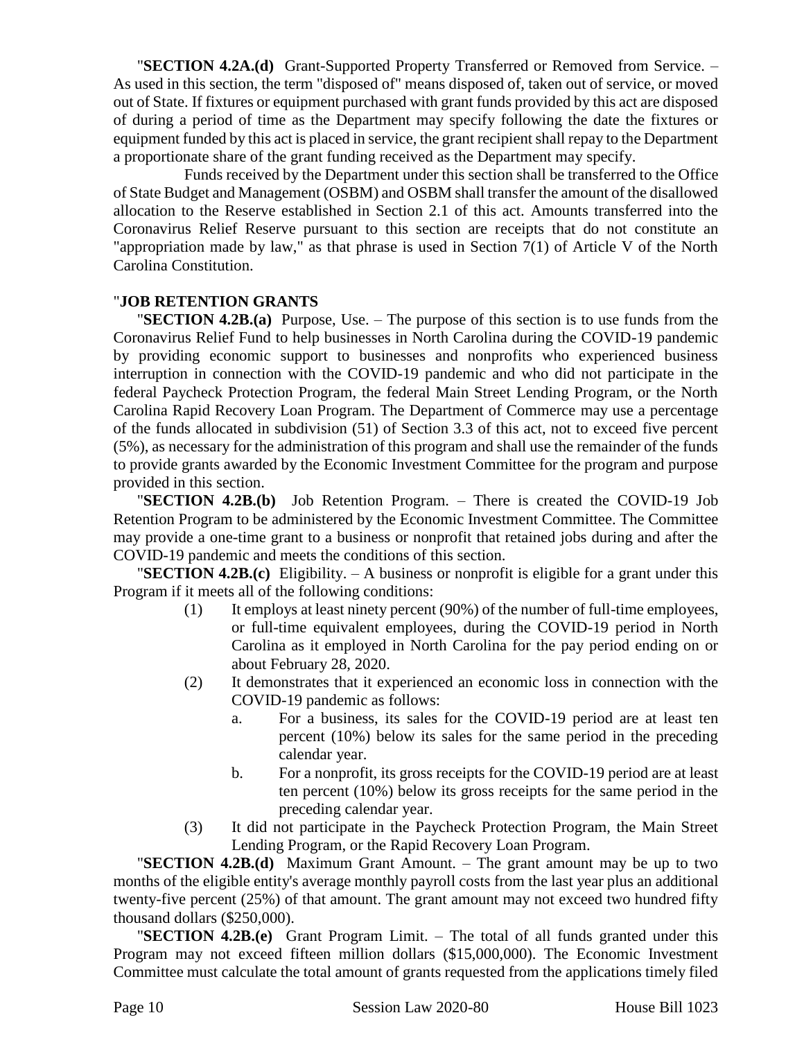"**SECTION 4.2A.(d)** Grant-Supported Property Transferred or Removed from Service. – As used in this section, the term "disposed of" means disposed of, taken out of service, or moved out of State. If fixtures or equipment purchased with grant funds provided by this act are disposed of during a period of time as the Department may specify following the date the fixtures or equipment funded by this act is placed in service, the grant recipient shall repay to the Department a proportionate share of the grant funding received as the Department may specify.

Funds received by the Department under this section shall be transferred to the Office of State Budget and Management (OSBM) and OSBM shall transfer the amount of the disallowed allocation to the Reserve established in Section 2.1 of this act. Amounts transferred into the Coronavirus Relief Reserve pursuant to this section are receipts that do not constitute an "appropriation made by law," as that phrase is used in Section 7(1) of Article V of the North Carolina Constitution.

"**JOB RETENTION GRANTS**

"**SECTION 4.2B.(a)** Purpose, Use. – The purpose of this section is to use funds from the Coronavirus Relief Fund to help businesses in North Carolina during the COVID-19 pandemic by providing economic support to businesses and nonprofits who experienced business interruption in connection with the COVID-19 pandemic and who did not participate in the federal Paycheck Protection Program, the federal Main Street Lending Program, or the North Carolina Rapid Recovery Loan Program. The Department of Commerce may use a percentage of the funds allocated in subdivision (51) of Section 3.3 of this act, not to exceed five percent (5%), as necessary for the administration of this program and shall use the remainder of the funds to provide grants awarded by the Economic Investment Committee for the program and purpose provided in this section.

"**SECTION 4.2B.(b)** Job Retention Program. – There is created the COVID-19 Job Retention Program to be administered by the Economic Investment Committee. The Committee may provide a one-time grant to a business or nonprofit that retained jobs during and after the COVID-19 pandemic and meets the conditions of this section.

"**SECTION 4.2B.(c)** Eligibility. – A business or nonprofit is eligible for a grant under this Program if it meets all of the following conditions:

(1) It employs at least ninety percent (90%) of the number of full-time employees, or full-time equivalent employees, during the COVID-19 period in North Carolina as it employed in North Carolina for the pay period ending on or about February 28, 2020.

(2) It demonstrates that it experienced an economic loss in connection with the COVID-19 pandemic as follows:

a. For a business, its sales for the COVID-19 period are at least ten percent (10%) below its sales for the same period in the preceding calendar year.

b. For a nonprofit, its gross receipts for the COVID-19 period are at least ten percent (10%) below its gross receipts for the same period in the preceding calendar year.

(3) It did not participate in the Paycheck Protection Program, the Main Street Lending Program, or the Rapid Recovery Loan Program.

"**SECTION 4.2B.(d)** Maximum Grant Amount. – The grant amount may be up to two months of the eligible entity's average monthly payroll costs from the last year plus an additional twenty-five percent (25%) of that amount. The grant amount may not exceed two hundred fifty thousand dollars ($250,000).

"**SECTION 4.2B.(e)** Grant Program Limit. – The total of all funds granted under this Program may not exceed fifteen million dollars ($15,000,000). The Economic Investment Committee must calculate the total amount of grants requested from the applications timely filed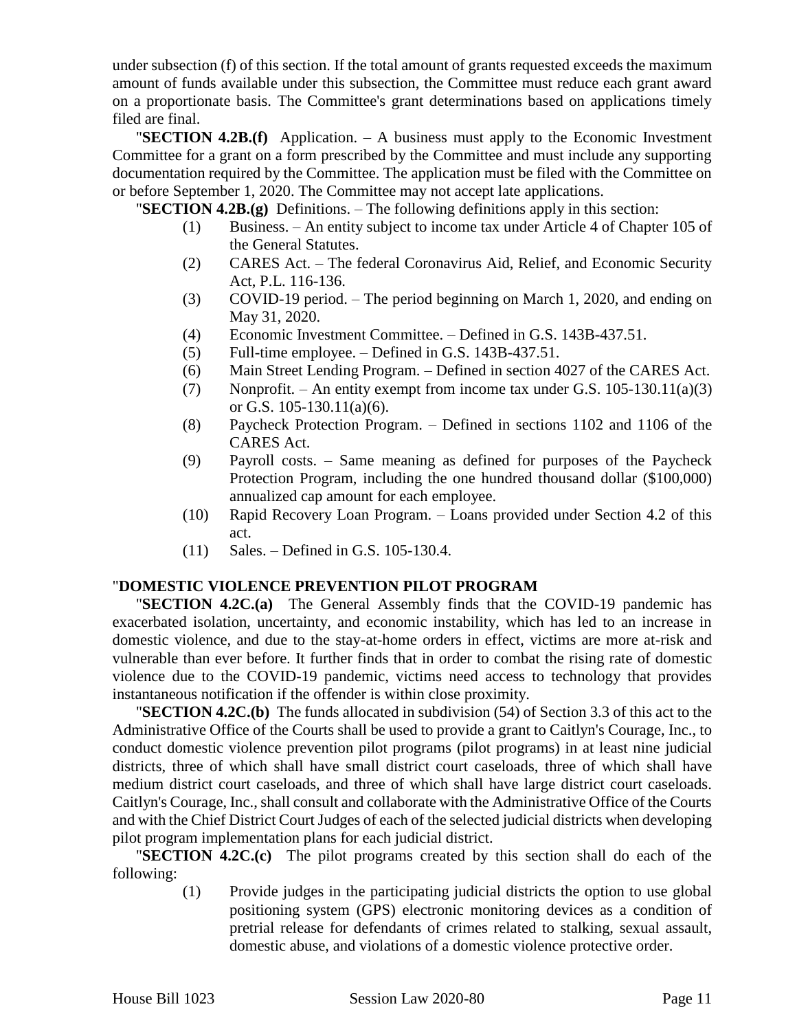under subsection (f) of this section. If the total amount of grants requested exceeds the maximum amount of funds available under this subsection, the Committee must reduce each grant award on a proportionate basis. The Committee's grant determinations based on applications timely filed are final.

"**SECTION 4.2B.(f)** Application. – A business must apply to the Economic Investment Committee for a grant on a form prescribed by the Committee and must include any supporting documentation required by the Committee. The application must be filed with the Committee on or before September 1, 2020. The Committee may not accept late applications.

"**SECTION 4.2B.(g)** Definitions. – The following definitions apply in this section:

(1) Business. – An entity subject to income tax under Article 4 of Chapter 105 of the General Statutes.

(2) CARES Act. – The federal Coronavirus Aid, Relief, and Economic Security Act, P.L. 116-136.

(3) COVID-19 period. – The period beginning on March 1, 2020, and ending on May 31, 2020.

(4) Economic Investment Committee. – Defined in G.S. 143B-437.51.

(5) Full-time employee. – Defined in G.S. 143B-437.51.

(6) Main Street Lending Program. – Defined in section 4027 of the CARES Act.

(7) Nonprofit. – An entity exempt from income tax under G.S. 105-130.11(a)(3) or G.S. 105-130.11(a)(6).

(8) Paycheck Protection Program. – Defined in sections 1102 and 1106 of the CARES Act.

(9) Payroll costs. – Same meaning as defined for purposes of the Paycheck Protection Program, including the one hundred thousand dollar ($100,000) annualized cap amount for each employee.

(10) Rapid Recovery Loan Program. – Loans provided under Section 4.2 of this act.

(11) Sales. – Defined in G.S. 105-130.4.

"**DOMESTIC VIOLENCE PREVENTION PILOT PROGRAM**

"**SECTION 4.2C.(a)** The General Assembly finds that the COVID-19 pandemic has exacerbated isolation, uncertainty, and economic instability, which has led to an increase in domestic violence, and due to the stay-at-home orders in effect, victims are more at-risk and vulnerable than ever before. It further finds that in order to combat the rising rate of domestic violence due to the COVID-19 pandemic, victims need access to technology that provides instantaneous notification if the offender is within close proximity.

"**SECTION 4.2C.(b)** The funds allocated in subdivision (54) of Section 3.3 of this act to the Administrative Office of the Courts shall be used to provide a grant to Caitlyn's Courage, Inc., to conduct domestic violence prevention pilot programs (pilot programs) in at least nine judicial districts, three of which shall have small district court caseloads, three of which shall have medium district court caseloads, and three of which shall have large district court caseloads. Caitlyn's Courage, Inc., shall consult and collaborate with the Administrative Office of the Courts and with the Chief District Court Judges of each of the selected judicial districts when developing pilot program implementation plans for each judicial district.

"**SECTION 4.2C.(c)** The pilot programs created by this section shall do each of the following:

(1) Provide judges in the participating judicial districts the option to use global positioning system (GPS) electronic monitoring devices as a condition of pretrial release for defendants of crimes related to stalking, sexual assault, domestic abuse, and violations of a domestic violence protective order.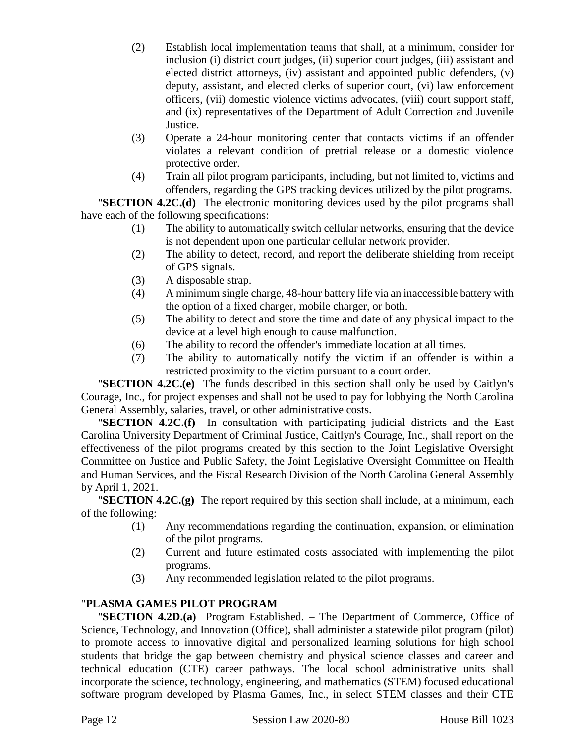(2) Establish local implementation teams that shall, at a minimum, consider for inclusion (i) district court judges, (ii) superior court judges, (iii) assistant and elected district attorneys, (iv) assistant and appointed public defenders, (v) deputy, assistant, and elected clerks of superior court, (vi) law enforcement officers, (vii) domestic violence victims advocates, (viii) court support staff, and (ix) representatives of the Department of Adult Correction and Juvenile Justice.

(3) Operate a 24-hour monitoring center that contacts victims if an offender violates a relevant condition of pretrial release or a domestic violence protective order.

(4) Train all pilot program participants, including, but not limited to, victims and offenders, regarding the GPS tracking devices utilized by the pilot programs.

"**SECTION 4.2C.(d)** The electronic monitoring devices used by the pilot programs shall have each of the following specifications:

(1) The ability to automatically switch cellular networks, ensuring that the device is not dependent upon one particular cellular network provider.

(2) The ability to detect, record, and report the deliberate shielding from receipt of GPS signals.

(3) A disposable strap.

(4) A minimum single charge, 48-hour battery life via an inaccessible battery with the option of a fixed charger, mobile charger, or both.

(5) The ability to detect and store the time and date of any physical impact to the device at a level high enough to cause malfunction.

(6) The ability to record the offender's immediate location at all times.

(7) The ability to automatically notify the victim if an offender is within a restricted proximity to the victim pursuant to a court order.

"**SECTION 4.2C.(e)** The funds described in this section shall only be used by Caitlyn's Courage, Inc., for project expenses and shall not be used to pay for lobbying the North Carolina General Assembly, salaries, travel, or other administrative costs.

"**SECTION 4.2C.(f)** In consultation with participating judicial districts and the East Carolina University Department of Criminal Justice, Caitlyn's Courage, Inc., shall report on the effectiveness of the pilot programs created by this section to the Joint Legislative Oversight Committee on Justice and Public Safety, the Joint Legislative Oversight Committee on Health and Human Services, and the Fiscal Research Division of the North Carolina General Assembly by April 1, 2021.

"**SECTION 4.2C.(g)** The report required by this section shall include, at a minimum, each of the following:

(1) Any recommendations regarding the continuation, expansion, or elimination of the pilot programs.

(2) Current and future estimated costs associated with implementing the pilot programs.

(3) Any recommended legislation related to the pilot programs.

"**PLASMA GAMES PILOT PROGRAM**

"**SECTION 4.2D.(a)** Program Established. – The Department of Commerce, Office of Science, Technology, and Innovation (Office), shall administer a statewide pilot program (pilot) to promote access to innovative digital and personalized learning solutions for high school students that bridge the gap between chemistry and physical science classes and career and technical education (CTE) career pathways. The local school administrative units shall incorporate the science, technology, engineering, and mathematics (STEM) focused educational software program developed by Plasma Games, Inc., in select STEM classes and their CTE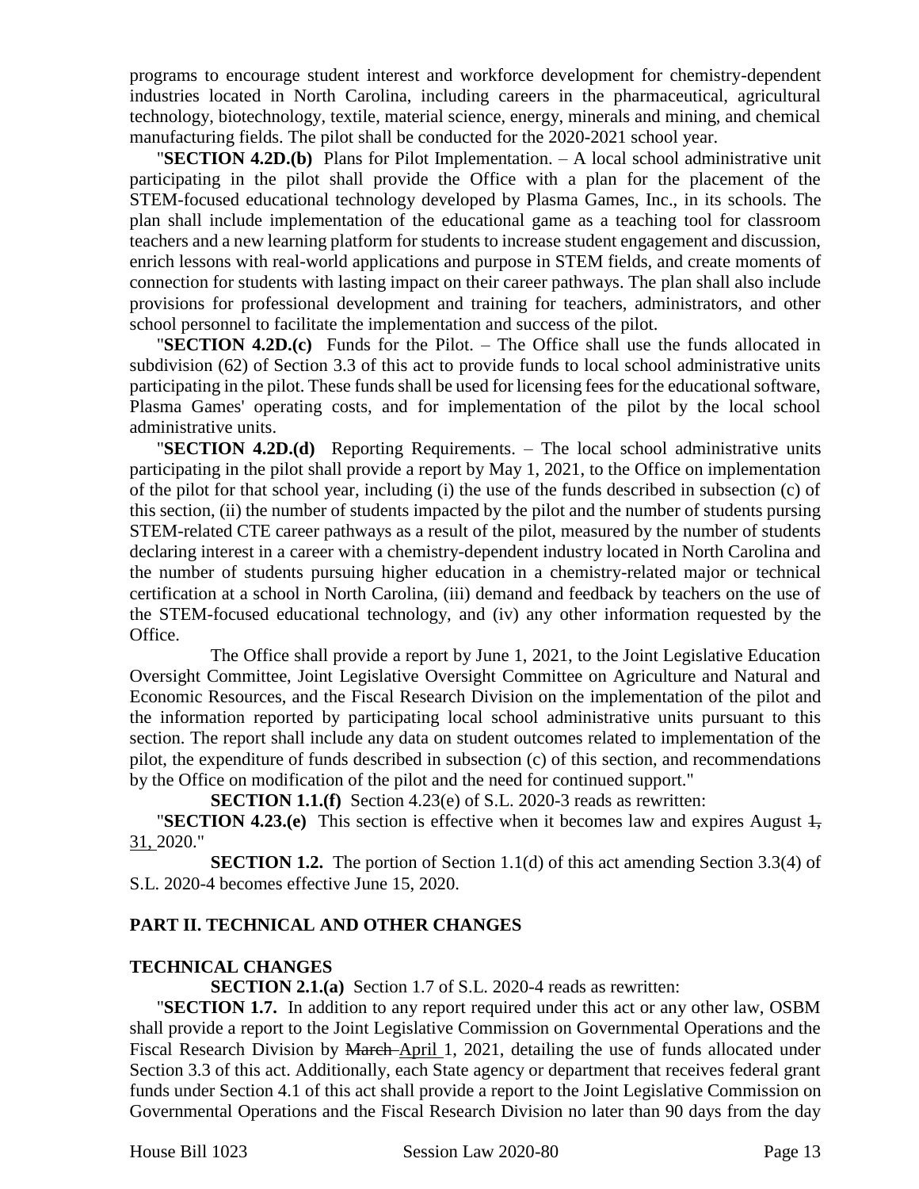programs to encourage student interest and workforce development for chemistry-dependent industries located in North Carolina, including careers in the pharmaceutical, agricultural technology, biotechnology, textile, material science, energy, minerals and mining, and chemical manufacturing fields. The pilot shall be conducted for the 2020-2021 school year.

"**SECTION 4.2D.(b)** Plans for Pilot Implementation. – A local school administrative unit participating in the pilot shall provide the Office with a plan for the placement of the STEM-focused educational technology developed by Plasma Games, Inc., in its schools. The plan shall include implementation of the educational game as a teaching tool for classroom teachers and a new learning platform for students to increase student engagement and discussion, enrich lessons with real-world applications and purpose in STEM fields, and create moments of connection for students with lasting impact on their career pathways. The plan shall also include provisions for professional development and training for teachers, administrators, and other school personnel to facilitate the implementation and success of the pilot.

"**SECTION 4.2D.(c)** Funds for the Pilot. – The Office shall use the funds allocated in subdivision (62) of Section 3.3 of this act to provide funds to local school administrative units participating in the pilot. These funds shall be used for licensing fees for the educational software, Plasma Games' operating costs, and for implementation of the pilot by the local school administrative units.

"**SECTION 4.2D.(d)** Reporting Requirements. – The local school administrative units participating in the pilot shall provide a report by May 1, 2021, to the Office on implementation of the pilot for that school year, including (i) the use of the funds described in subsection (c) of this section, (ii) the number of students impacted by the pilot and the number of students pursing STEM-related CTE career pathways as a result of the pilot, measured by the number of students declaring interest in a career with a chemistry-dependent industry located in North Carolina and the number of students pursuing higher education in a chemistry-related major or technical certification at a school in North Carolina, (iii) demand and feedback by teachers on the use of the STEM-focused educational technology, and (iv) any other information requested by the Office.

The Office shall provide a report by June 1, 2021, to the Joint Legislative Education Oversight Committee, Joint Legislative Oversight Committee on Agriculture and Natural and Economic Resources, and the Fiscal Research Division on the implementation of the pilot and the information reported by participating local school administrative units pursuant to this section. The report shall include any data on student outcomes related to implementation of the pilot, the expenditure of funds described in subsection (c) of this section, and recommendations by the Office on modification of the pilot and the need for continued support."

**SECTION 1.1.(f)** Section 4.23(e) of S.L. 2020-3 reads as rewritten:

"**SECTION 4.23.(e)** This section is effective when it becomes law and expires August ~~1,~~ 31, 2020."

**SECTION 1.2.** The portion of Section 1.1(d) of this act amending Section 3.3(4) of S.L. 2020-4 becomes effective June 15, 2020.

## PART II. TECHNICAL AND OTHER CHANGES

### TECHNICAL CHANGES

**SECTION 2.1.(a)** Section 1.7 of S.L. 2020-4 reads as rewritten:

"**SECTION 1.7.** In addition to any report required under this act or any other law, OSBM shall provide a report to the Joint Legislative Commission on Governmental Operations and the Fiscal Research Division by ~~March~~ April 1, 2021, detailing the use of funds allocated under Section 3.3 of this act. Additionally, each State agency or department that receives federal grant funds under Section 4.1 of this act shall provide a report to the Joint Legislative Commission on Governmental Operations and the Fiscal Research Division no later than 90 days from the day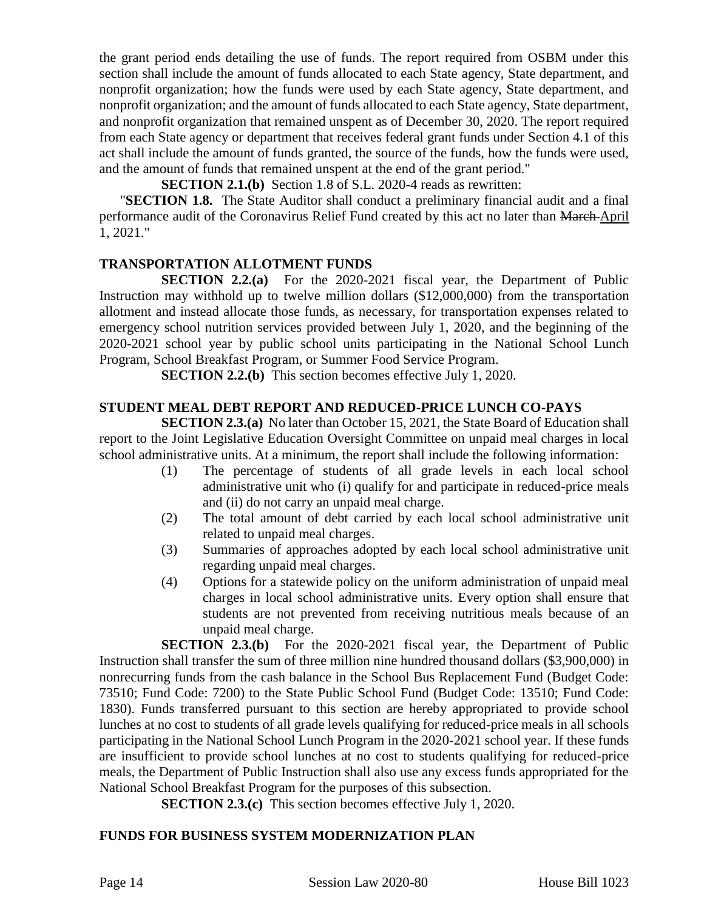the grant period ends detailing the use of funds. The report required from OSBM under this section shall include the amount of funds allocated to each State agency, State department, and nonprofit organization; how the funds were used by each State agency, State department, and nonprofit organization; and the amount of funds allocated to each State agency, State department, and nonprofit organization that remained unspent as of December 30, 2020. The report required from each State agency or department that receives federal grant funds under Section 4.1 of this act shall include the amount of funds granted, the source of the funds, how the funds were used, and the amount of funds that remained unspent at the end of the grant period."

**SECTION 2.1.(b)** Section 1.8 of S.L. 2020-4 reads as rewritten:

"**SECTION 1.8.** The State Auditor shall conduct a preliminary financial audit and a final performance audit of the Coronavirus Relief Fund created by this act no later than ~~March~~ April 1, 2021."

**TRANSPORTATION ALLOTMENT FUNDS**

**SECTION 2.2.(a)** For the 2020-2021 fiscal year, the Department of Public Instruction may withhold up to twelve million dollars ($12,000,000) from the transportation allotment and instead allocate those funds, as necessary, for transportation expenses related to emergency school nutrition services provided between July 1, 2020, and the beginning of the 2020-2021 school year by public school units participating in the National School Lunch Program, School Breakfast Program, or Summer Food Service Program.

**SECTION 2.2.(b)** This section becomes effective July 1, 2020.

**STUDENT MEAL DEBT REPORT AND REDUCED-PRICE LUNCH CO-PAYS**

**SECTION 2.3.(a)** No later than October 15, 2021, the State Board of Education shall report to the Joint Legislative Education Oversight Committee on unpaid meal charges in local school administrative units. At a minimum, the report shall include the following information:

(1) The percentage of students of all grade levels in each local school administrative unit who (i) qualify for and participate in reduced-price meals and (ii) do not carry an unpaid meal charge.

(2) The total amount of debt carried by each local school administrative unit related to unpaid meal charges.

(3) Summaries of approaches adopted by each local school administrative unit regarding unpaid meal charges.

(4) Options for a statewide policy on the uniform administration of unpaid meal charges in local school administrative units. Every option shall ensure that students are not prevented from receiving nutritious meals because of an unpaid meal charge.

**SECTION 2.3.(b)** For the 2020-2021 fiscal year, the Department of Public Instruction shall transfer the sum of three million nine hundred thousand dollars ($3,900,000) in nonrecurring funds from the cash balance in the School Bus Replacement Fund (Budget Code: 73510; Fund Code: 7200) to the State Public School Fund (Budget Code: 13510; Fund Code: 1830). Funds transferred pursuant to this section are hereby appropriated to provide school lunches at no cost to students of all grade levels qualifying for reduced-price meals in all schools participating in the National School Lunch Program in the 2020-2021 school year. If these funds are insufficient to provide school lunches at no cost to students qualifying for reduced-price meals, the Department of Public Instruction shall also use any excess funds appropriated for the National School Breakfast Program for the purposes of this subsection.

**SECTION 2.3.(c)** This section becomes effective July 1, 2020.

**FUNDS FOR BUSINESS SYSTEM MODERNIZATION PLAN**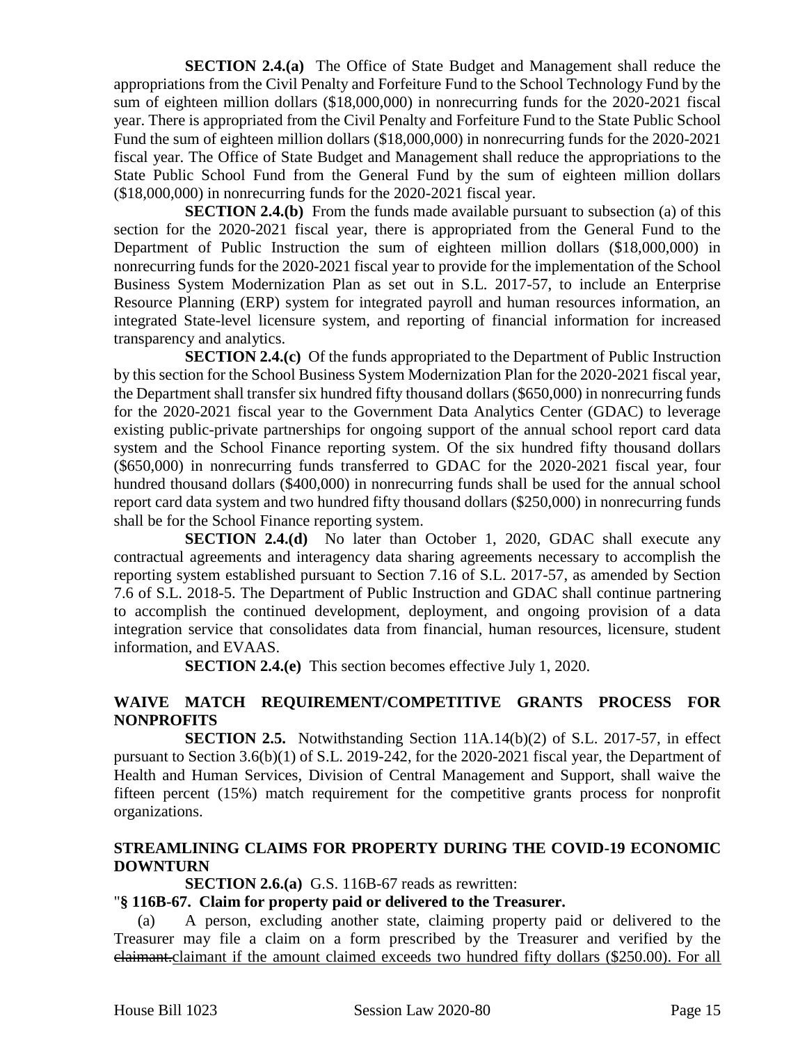**SECTION 2.4.(a)** The Office of State Budget and Management shall reduce the appropriations from the Civil Penalty and Forfeiture Fund to the School Technology Fund by the sum of eighteen million dollars ($18,000,000) in nonrecurring funds for the 2020-2021 fiscal year. There is appropriated from the Civil Penalty and Forfeiture Fund to the State Public School Fund the sum of eighteen million dollars ($18,000,000) in nonrecurring funds for the 2020-2021 fiscal year. The Office of State Budget and Management shall reduce the appropriations to the State Public School Fund from the General Fund by the sum of eighteen million dollars ($18,000,000) in nonrecurring funds for the 2020-2021 fiscal year.

**SECTION 2.4.(b)** From the funds made available pursuant to subsection (a) of this section for the 2020-2021 fiscal year, there is appropriated from the General Fund to the Department of Public Instruction the sum of eighteen million dollars ($18,000,000) in nonrecurring funds for the 2020-2021 fiscal year to provide for the implementation of the School Business System Modernization Plan as set out in S.L. 2017-57, to include an Enterprise Resource Planning (ERP) system for integrated payroll and human resources information, an integrated State-level licensure system, and reporting of financial information for increased transparency and analytics.

**SECTION 2.4.(c)** Of the funds appropriated to the Department of Public Instruction by this section for the School Business System Modernization Plan for the 2020-2021 fiscal year, the Department shall transfer six hundred fifty thousand dollars ($650,000) in nonrecurring funds for the 2020-2021 fiscal year to the Government Data Analytics Center (GDAC) to leverage existing public-private partnerships for ongoing support of the annual school report card data system and the School Finance reporting system. Of the six hundred fifty thousand dollars ($650,000) in nonrecurring funds transferred to GDAC for the 2020-2021 fiscal year, four hundred thousand dollars ($400,000) in nonrecurring funds shall be used for the annual school report card data system and two hundred fifty thousand dollars ($250,000) in nonrecurring funds shall be for the School Finance reporting system.

**SECTION 2.4.(d)** No later than October 1, 2020, GDAC shall execute any contractual agreements and interagency data sharing agreements necessary to accomplish the reporting system established pursuant to Section 7.16 of S.L. 2017-57, as amended by Section 7.6 of S.L. 2018-5. The Department of Public Instruction and GDAC shall continue partnering to accomplish the continued development, deployment, and ongoing provision of a data integration service that consolidates data from financial, human resources, licensure, student information, and EVAAS.

**SECTION 2.4.(e)** This section becomes effective July 1, 2020.

## WAIVE MATCH REQUIREMENT/COMPETITIVE GRANTS PROCESS FOR NONPROFITS

**SECTION 2.5.** Notwithstanding Section 11A.14(b)(2) of S.L. 2017-57, in effect pursuant to Section 3.6(b)(1) of S.L. 2019-242, for the 2020-2021 fiscal year, the Department of Health and Human Services, Division of Central Management and Support, shall waive the fifteen percent (15%) match requirement for the competitive grants process for nonprofit organizations.

## STREAMLINING CLAIMS FOR PROPERTY DURING THE COVID-19 ECONOMIC DOWNTURN

**SECTION 2.6.(a)** G.S. 116B-67 reads as rewritten:

"**§ 116B-67. Claim for property paid or delivered to the Treasurer.**

(a) A person, excluding another state, claiming property paid or delivered to the Treasurer may file a claim on a form prescribed by the Treasurer and verified by the ~~claimant.~~claimant if the amount claimed exceeds two hundred fifty dollars ($250.00). For all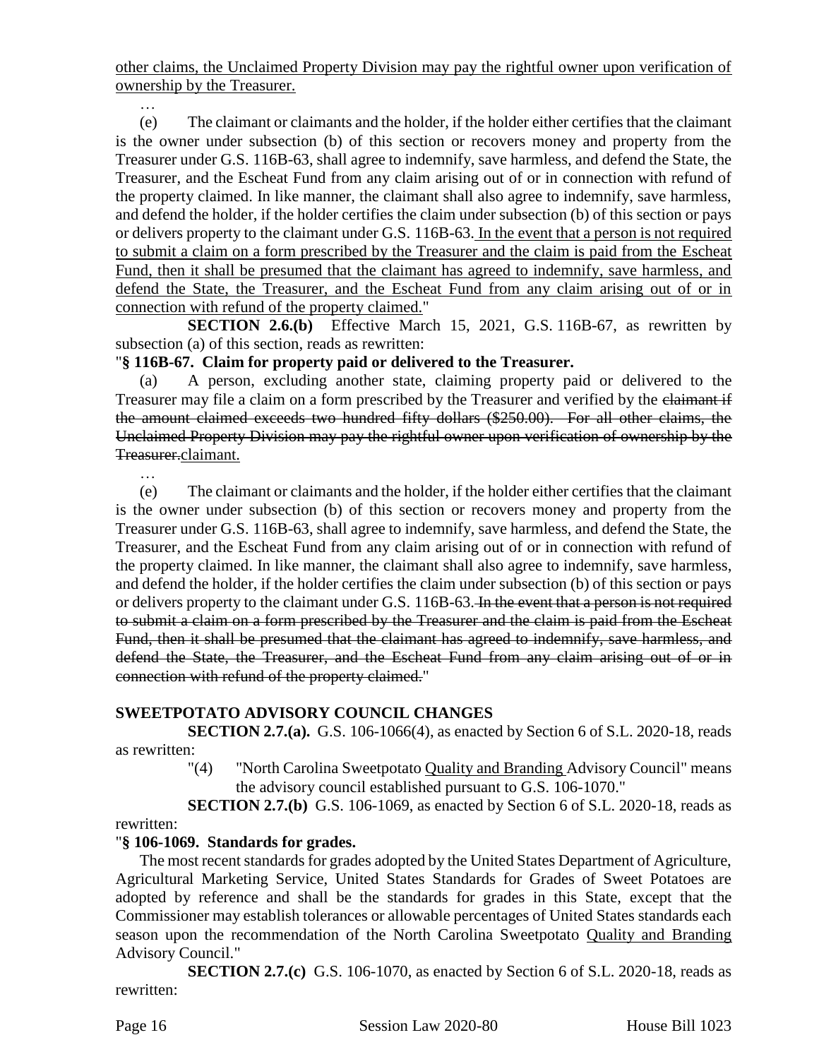other claims, the Unclaimed Property Division may pay the rightful owner upon verification of ownership by the Treasurer.

…

(e) The claimant or claimants and the holder, if the holder either certifies that the claimant is the owner under subsection (b) of this section or recovers money and property from the Treasurer under G.S. 116B-63, shall agree to indemnify, save harmless, and defend the State, the Treasurer, and the Escheat Fund from any claim arising out of or in connection with refund of the property claimed. In like manner, the claimant shall also agree to indemnify, save harmless, and defend the holder, if the holder certifies the claim under subsection (b) of this section or pays or delivers property to the claimant under G.S. 116B-63. In the event that a person is not required to submit a claim on a form prescribed by the Treasurer and the claim is paid from the Escheat Fund, then it shall be presumed that the claimant has agreed to indemnify, save harmless, and defend the State, the Treasurer, and the Escheat Fund from any claim arising out of or in connection with refund of the property claimed."

**SECTION 2.6.(b)** Effective March 15, 2021, G.S. 116B-67, as rewritten by subsection (a) of this section, reads as rewritten:

"**§ 116B-67. Claim for property paid or delivered to the Treasurer.**

(a) A person, excluding another state, claiming property paid or delivered to the Treasurer may file a claim on a form prescribed by the Treasurer and verified by the ~~claimant if the amount claimed exceeds two hundred fifty dollars ($250.00). For all other claims, the Unclaimed Property Division may pay the rightful owner upon verification of ownership by the Treasurer.~~claimant.

…

(e) The claimant or claimants and the holder, if the holder either certifies that the claimant is the owner under subsection (b) of this section or recovers money and property from the Treasurer under G.S. 116B-63, shall agree to indemnify, save harmless, and defend the State, the Treasurer, and the Escheat Fund from any claim arising out of or in connection with refund of the property claimed. In like manner, the claimant shall also agree to indemnify, save harmless, and defend the holder, if the holder certifies the claim under subsection (b) of this section or pays or delivers property to the claimant under G.S. 116B-63. ~~In the event that a person is not required to submit a claim on a form prescribed by the Treasurer and the claim is paid from the Escheat Fund, then it shall be presumed that the claimant has agreed to indemnify, save harmless, and defend the State, the Treasurer, and the Escheat Fund from any claim arising out of or in connection with refund of the property claimed.~~"

**SWEETPOTATO ADVISORY COUNCIL CHANGES**

**SECTION 2.7.(a).** G.S. 106-1066(4), as enacted by Section 6 of S.L. 2020-18, reads as rewritten:

"(4) "North Carolina Sweetpotato Quality and Branding Advisory Council" means the advisory council established pursuant to G.S. 106-1070."

**SECTION 2.7.(b)** G.S. 106-1069, as enacted by Section 6 of S.L. 2020-18, reads as rewritten:

"**§ 106-1069. Standards for grades.**

The most recent standards for grades adopted by the United States Department of Agriculture, Agricultural Marketing Service, United States Standards for Grades of Sweet Potatoes are adopted by reference and shall be the standards for grades in this State, except that the Commissioner may establish tolerances or allowable percentages of United States standards each season upon the recommendation of the North Carolina Sweetpotato Quality and Branding Advisory Council."

**SECTION 2.7.(c)** G.S. 106-1070, as enacted by Section 6 of S.L. 2020-18, reads as rewritten: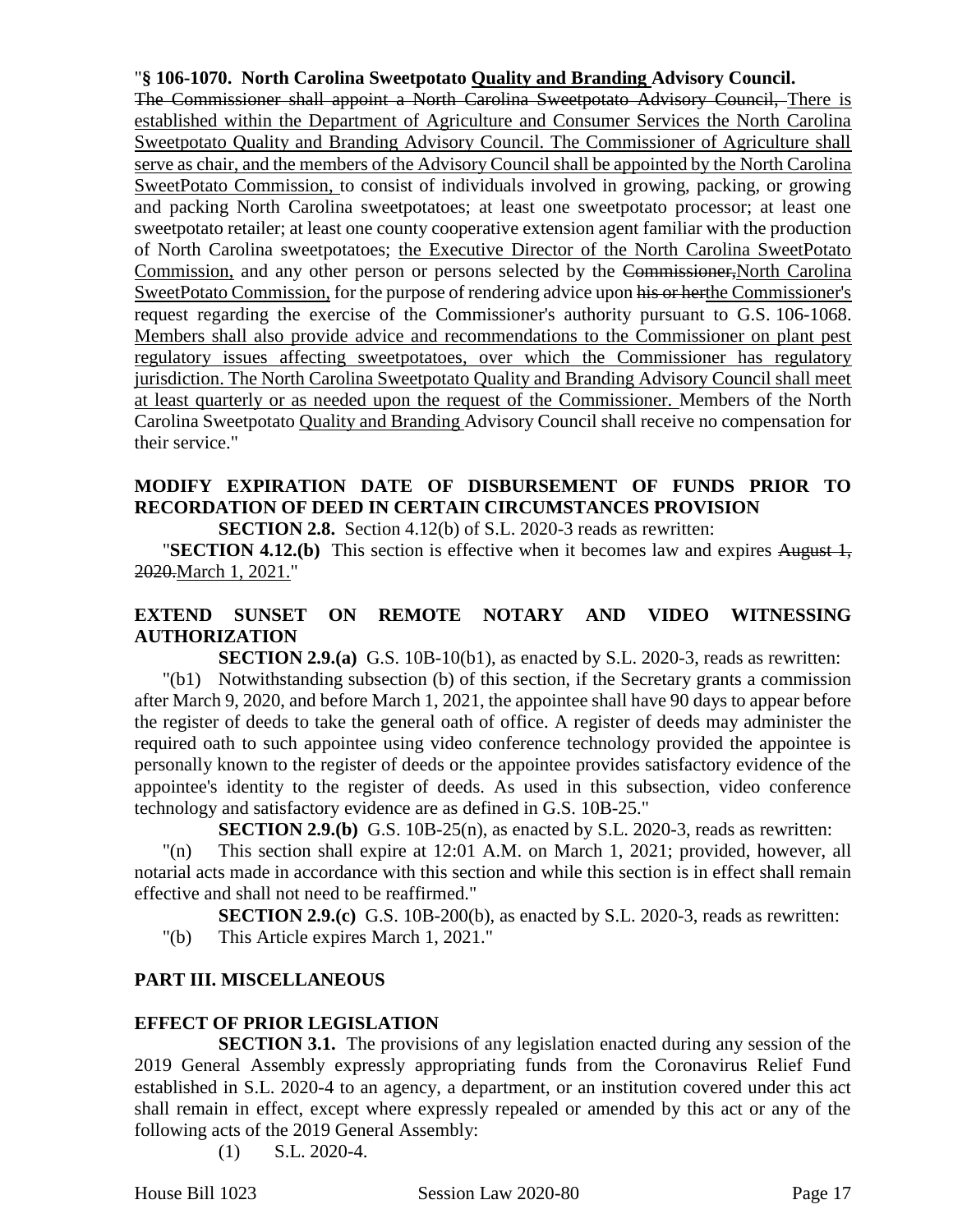"**§ 106-1070. North Carolina Sweetpotato Quality and Branding Advisory Council.**

~~The Commissioner shall appoint a North Carolina Sweetpotato Advisory Council,~~ There is established within the Department of Agriculture and Consumer Services the North Carolina Sweetpotato Quality and Branding Advisory Council. The Commissioner of Agriculture shall serve as chair, and the members of the Advisory Council shall be appointed by the North Carolina SweetPotato Commission, to consist of individuals involved in growing, packing, or growing and packing North Carolina sweetpotatoes; at least one sweetpotato processor; at least one sweetpotato retailer; at least one county cooperative extension agent familiar with the production of North Carolina sweetpotatoes; the Executive Director of the North Carolina SweetPotato Commission, and any other person or persons selected by the ~~Commissioner,~~North Carolina SweetPotato Commission, for the purpose of rendering advice upon ~~his or her~~the Commissioner's request regarding the exercise of the Commissioner's authority pursuant to G.S. 106-1068. Members shall also provide advice and recommendations to the Commissioner on plant pest regulatory issues affecting sweetpotatoes, over which the Commissioner has regulatory jurisdiction. The North Carolina Sweetpotato Quality and Branding Advisory Council shall meet at least quarterly or as needed upon the request of the Commissioner. Members of the North Carolina Sweetpotato Quality and Branding Advisory Council shall receive no compensation for their service."

**MODIFY EXPIRATION DATE OF DISBURSEMENT OF FUNDS PRIOR TO RECORDATION OF DEED IN CERTAIN CIRCUMSTANCES PROVISION**

**SECTION 2.8.** Section 4.12(b) of S.L. 2020-3 reads as rewritten:

"**SECTION 4.12.(b)** This section is effective when it becomes law and expires ~~August 1, 2020.~~March 1, 2021."

**EXTEND SUNSET ON REMOTE NOTARY AND VIDEO WITNESSING AUTHORIZATION**

**SECTION 2.9.(a)** G.S. 10B-10(b1), as enacted by S.L. 2020-3, reads as rewritten:

"(b1) Notwithstanding subsection (b) of this section, if the Secretary grants a commission after March 9, 2020, and before March 1, 2021, the appointee shall have 90 days to appear before the register of deeds to take the general oath of office. A register of deeds may administer the required oath to such appointee using video conference technology provided the appointee is personally known to the register of deeds or the appointee provides satisfactory evidence of the appointee's identity to the register of deeds. As used in this subsection, video conference technology and satisfactory evidence are as defined in G.S. 10B-25."

**SECTION 2.9.(b)** G.S. 10B-25(n), as enacted by S.L. 2020-3, reads as rewritten:

"(n) This section shall expire at 12:01 A.M. on March 1, 2021; provided, however, all notarial acts made in accordance with this section and while this section is in effect shall remain effective and shall not need to be reaffirmed."

**SECTION 2.9.(c)** G.S. 10B-200(b), as enacted by S.L. 2020-3, reads as rewritten:

"(b) This Article expires March 1, 2021."

## PART III. MISCELLANEOUS

**EFFECT OF PRIOR LEGISLATION**

**SECTION 3.1.** The provisions of any legislation enacted during any session of the 2019 General Assembly expressly appropriating funds from the Coronavirus Relief Fund established in S.L. 2020-4 to an agency, a department, or an institution covered under this act shall remain in effect, except where expressly repealed or amended by this act or any of the following acts of the 2019 General Assembly:

(1) S.L. 2020-4.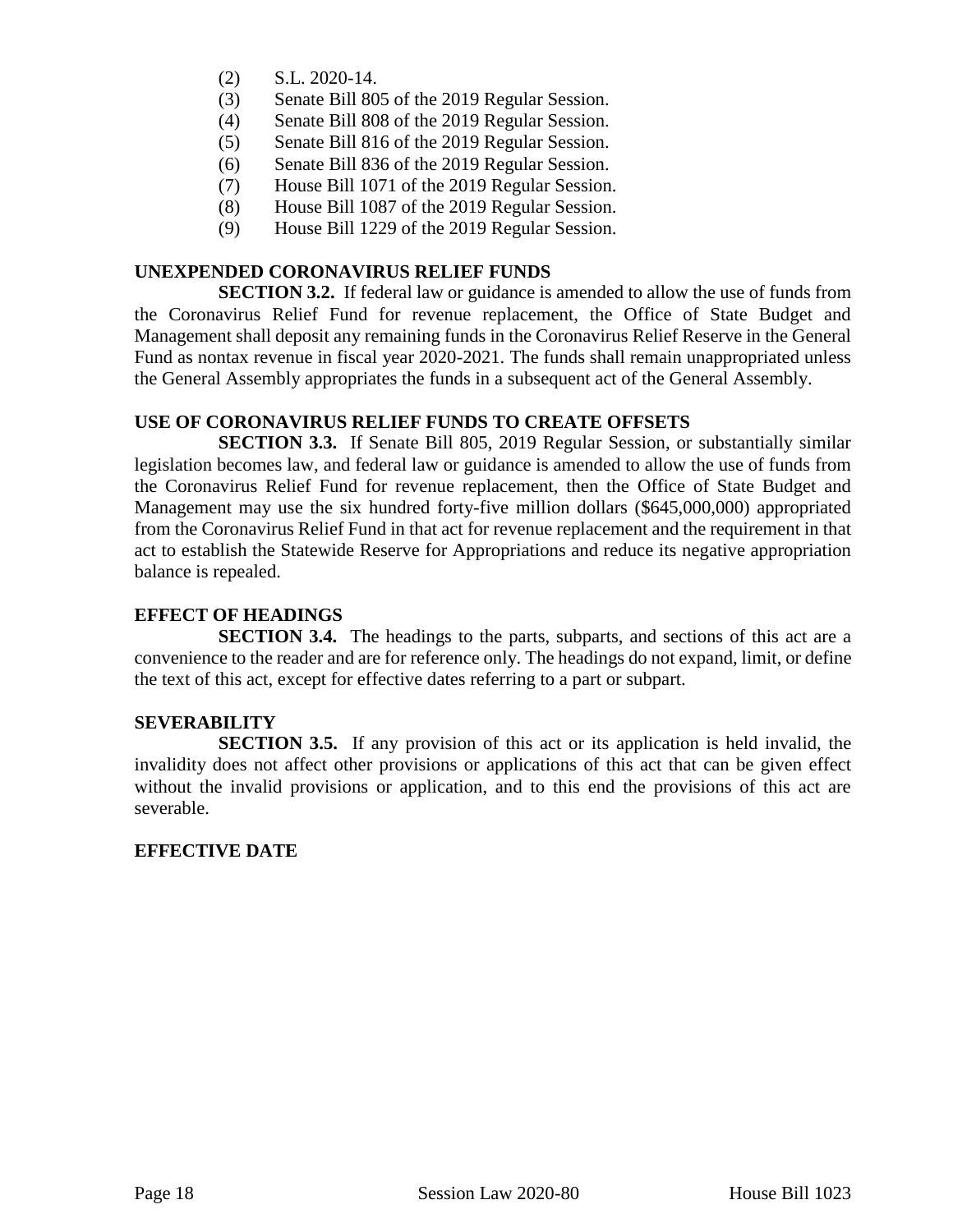(2) S.L. 2020-14.
(3) Senate Bill 805 of the 2019 Regular Session.
(4) Senate Bill 808 of the 2019 Regular Session.
(5) Senate Bill 816 of the 2019 Regular Session.
(6) Senate Bill 836 of the 2019 Regular Session.
(7) House Bill 1071 of the 2019 Regular Session.
(8) House Bill 1087 of the 2019 Regular Session.
(9) House Bill 1229 of the 2019 Regular Session.

**UNEXPENDED CORONAVIRUS RELIEF FUNDS**

**SECTION 3.2.** If federal law or guidance is amended to allow the use of funds from the Coronavirus Relief Fund for revenue replacement, the Office of State Budget and Management shall deposit any remaining funds in the Coronavirus Relief Reserve in the General Fund as nontax revenue in fiscal year 2020-2021. The funds shall remain unappropriated unless the General Assembly appropriates the funds in a subsequent act of the General Assembly.

**USE OF CORONAVIRUS RELIEF FUNDS TO CREATE OFFSETS**

**SECTION 3.3.** If Senate Bill 805, 2019 Regular Session, or substantially similar legislation becomes law, and federal law or guidance is amended to allow the use of funds from the Coronavirus Relief Fund for revenue replacement, then the Office of State Budget and Management may use the six hundred forty-five million dollars ($645,000,000) appropriated from the Coronavirus Relief Fund in that act for revenue replacement and the requirement in that act to establish the Statewide Reserve for Appropriations and reduce its negative appropriation balance is repealed.

**EFFECT OF HEADINGS**

**SECTION 3.4.** The headings to the parts, subparts, and sections of this act are a convenience to the reader and are for reference only. The headings do not expand, limit, or define the text of this act, except for effective dates referring to a part or subpart.

**SEVERABILITY**

**SECTION 3.5.** If any provision of this act or its application is held invalid, the invalidity does not affect other provisions or applications of this act that can be given effect without the invalid provisions or application, and to this end the provisions of this act are severable.

**EFFECTIVE DATE**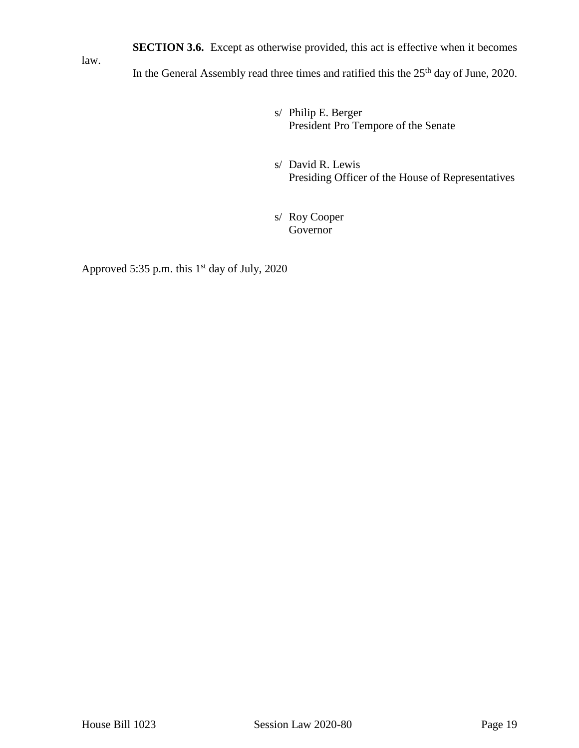**SECTION 3.6.** Except as otherwise provided, this act is effective when it becomes law.

In the General Assembly read three times and ratified this the 25th day of June, 2020.

s/ Philip E. Berger
President Pro Tempore of the Senate

s/ David R. Lewis
Presiding Officer of the House of Representatives

s/ Roy Cooper
Governor

Approved 5:35 p.m. this 1st day of July, 2020